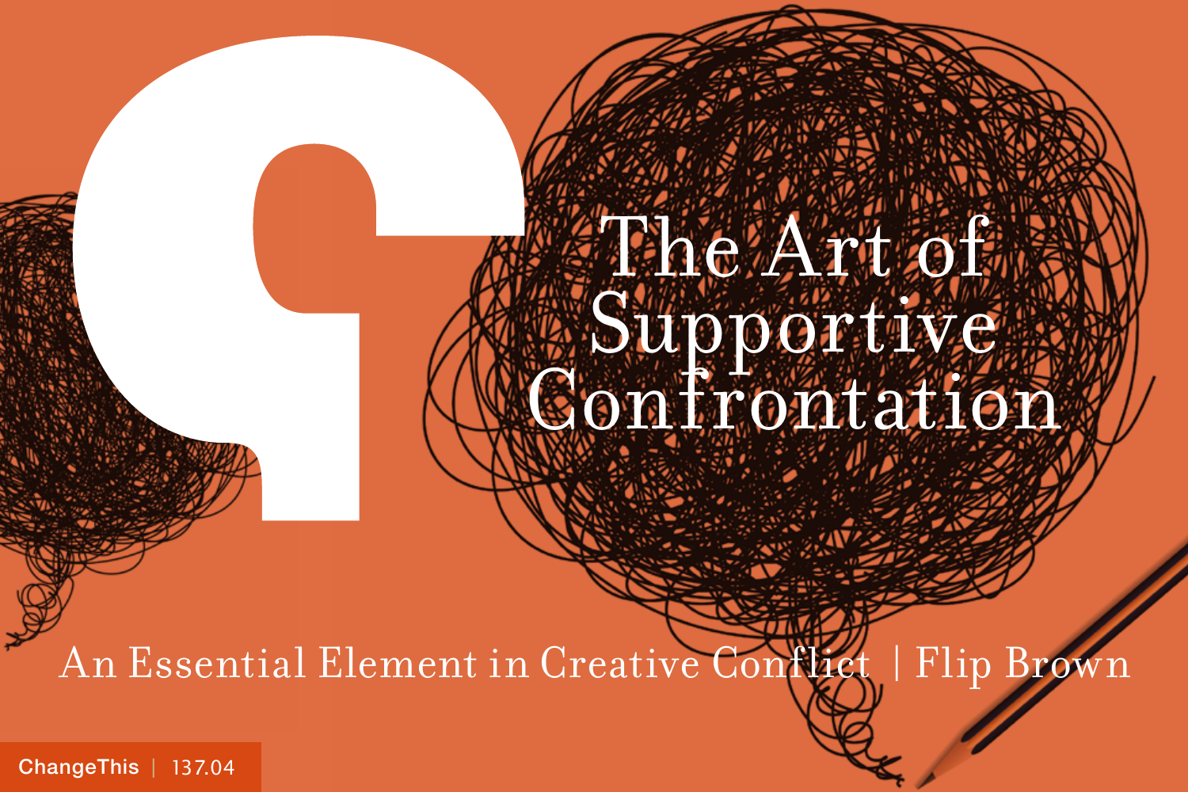# The Art of Supportive Confrontation

An Essential Element in Creative Conflict | Flip Brown

ChangeThis | 137.04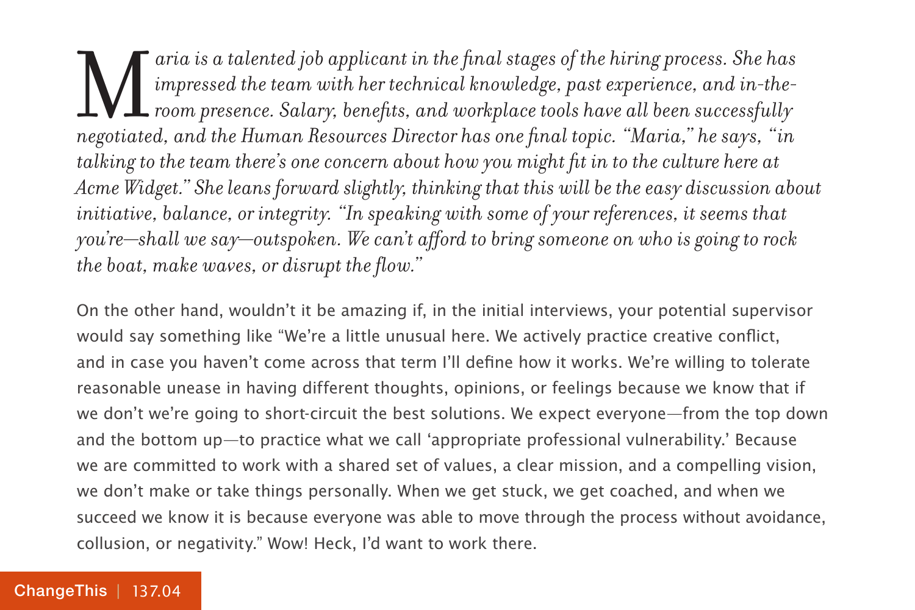*Maria is a talented job applicant in the final stages of the hiring process. She has impressed the team with her technical knowledge, past experience, and in-the-room presence. Salary, benefits, and workplace tools have all been successfully negotiated, and the Human Resources Director has one final topic. "Maria," he says, "in talking to the team there's one concern about how you might fit in to the culture here at Acme Widget." She leans forward slightly, thinking that this will be the easy discussion about initiative, balance, or integrity. "In speaking with some of your references, it seems that you're—shall we say—outspoken. We can't afford to bring someone on who is going to rock the boat, make waves, or disrupt the flow."*

On the other hand, wouldn't it be amazing if, in the initial interviews, your potential supervisor would say something like "We're a little unusual here. We actively practice creative conflict, and in case you haven't come across that term I'll define how it works. We're willing to tolerate reasonable unease in having different thoughts, opinions, or feelings because we know that if we don't we're going to short-circuit the best solutions. We expect everyone—from the top down and the bottom up—to practice what we call 'appropriate professional vulnerability.' Because we are committed to work with a shared set of values, a clear mission, and a compelling vision, we don't make or take things personally. When we get stuck, we get coached, and when we succeed we know it is because everyone was able to move through the process without avoidance, collusion, or negativity." Wow! Heck, I'd want to work there.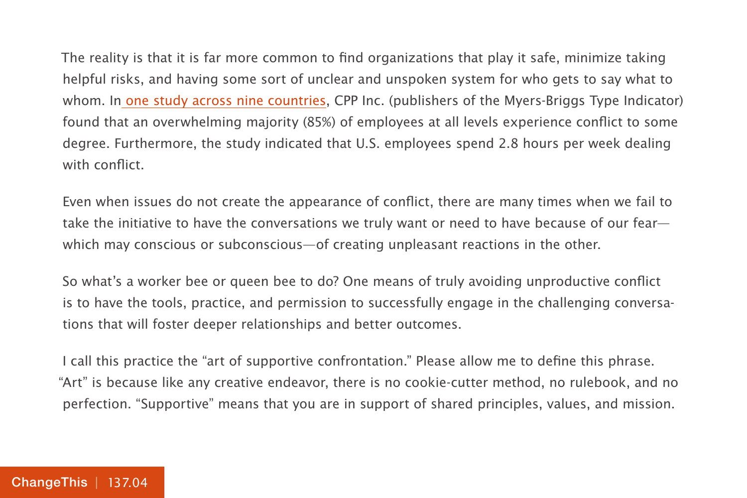The reality is that it is far more common to find organizations that play it safe, minimize taking helpful risks, and having some sort of unclear and unspoken system for who gets to say what to whom. In one study across nine countries, CPP Inc. (publishers of the Myers-Briggs Type Indicator) found that an overwhelming majority (85%) of employees at all levels experience conflict to some degree. Furthermore, the study indicated that U.S. employees spend 2.8 hours per week dealing with conflict.

Even when issues do not create the appearance of conflict, there are many times when we fail to take the initiative to have the conversations we truly want or need to have because of our fear—which may conscious or subconscious—of creating unpleasant reactions in the other.

So what's a worker bee or queen bee to do? One means of truly avoiding unproductive conflict is to have the tools, practice, and permission to successfully engage in the challenging conversations that will foster deeper relationships and better outcomes.

I call this practice the "art of supportive confrontation." Please allow me to define this phrase. "Art" is because like any creative endeavor, there is no cookie-cutter method, no rulebook, and no perfection. "Supportive" means that you are in support of shared principles, values, and mission.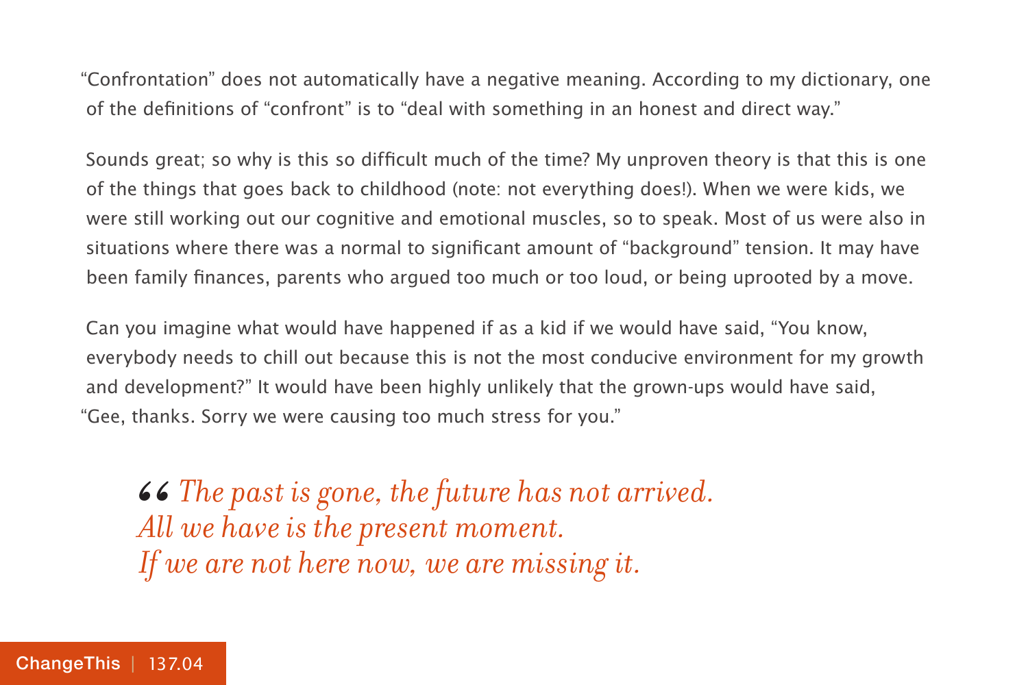"Confrontation" does not automatically have a negative meaning. According to my dictionary, one of the definitions of "confront" is to "deal with something in an honest and direct way."

Sounds great; so why is this so difficult much of the time? My unproven theory is that this is one of the things that goes back to childhood (note: not everything does!). When we were kids, we were still working out our cognitive and emotional muscles, so to speak. Most of us were also in situations where there was a normal to significant amount of "background" tension. It may have been family finances, parents who argued too much or too loud, or being uprooted by a move.

Can you imagine what would have happened if as a kid if we would have said, "You know, everybody needs to chill out because this is not the most conducive environment for my growth and development?" It would have been highly unlikely that the grown-ups would have said, "Gee, thanks. Sorry we were causing too much stress for you."

> *The past is gone, the future has not arrived.
> All we have is the present moment.
> If we are not here now, we are missing it.*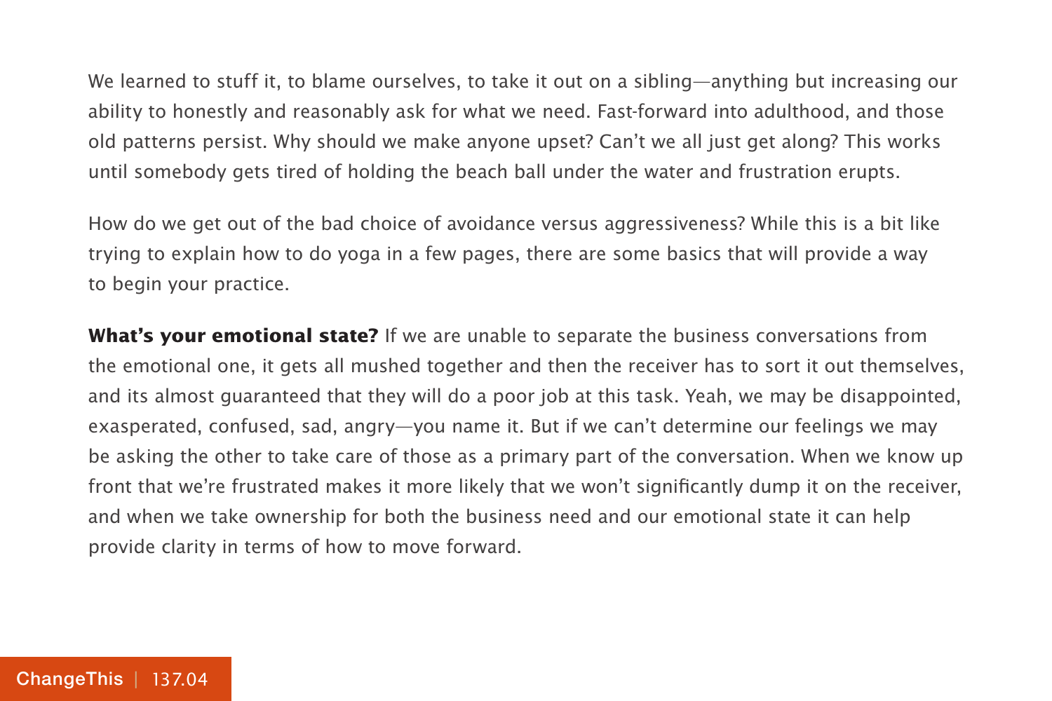We learned to stuff it, to blame ourselves, to take it out on a sibling—anything but increasing our ability to honestly and reasonably ask for what we need. Fast-forward into adulthood, and those old patterns persist. Why should we make anyone upset? Can't we all just get along? This works until somebody gets tired of holding the beach ball under the water and frustration erupts.

How do we get out of the bad choice of avoidance versus aggressiveness? While this is a bit like trying to explain how to do yoga in a few pages, there are some basics that will provide a way to begin your practice.

**What's your emotional state?** If we are unable to separate the business conversations from the emotional one, it gets all mushed together and then the receiver has to sort it out themselves, and its almost guaranteed that they will do a poor job at this task. Yeah, we may be disappointed, exasperated, confused, sad, angry—you name it. But if we can't determine our feelings we may be asking the other to take care of those as a primary part of the conversation. When we know up front that we're frustrated makes it more likely that we won't significantly dump it on the receiver, and when we take ownership for both the business need and our emotional state it can help provide clarity in terms of how to move forward.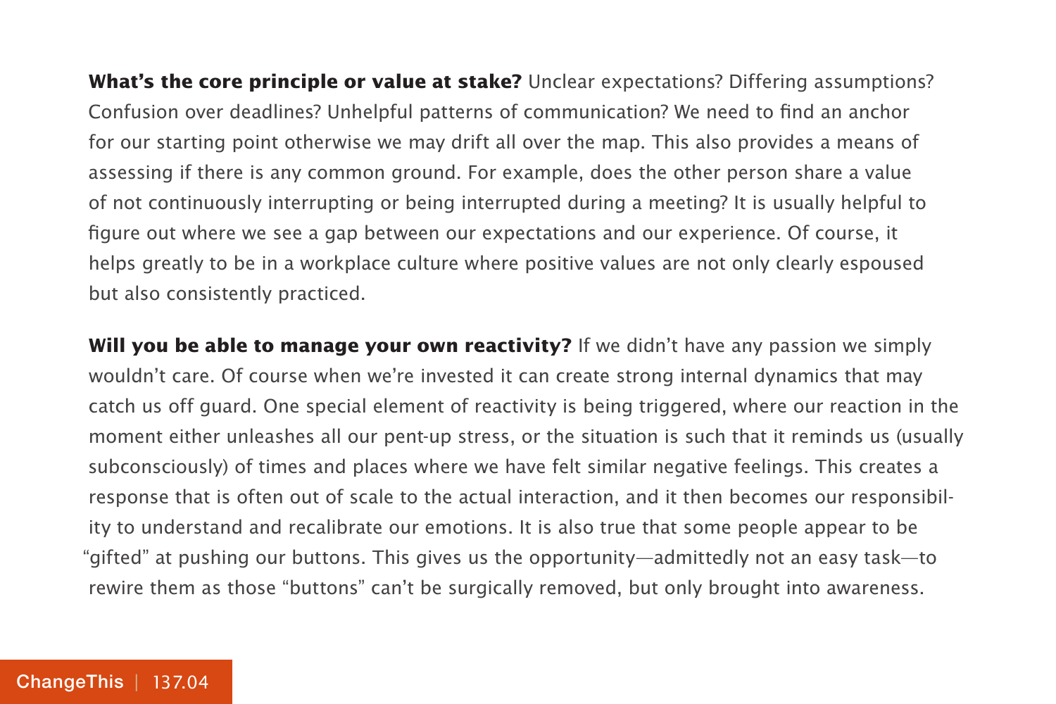**What's the core principle or value at stake?** Unclear expectations? Differing assumptions? Confusion over deadlines? Unhelpful patterns of communication? We need to find an anchor for our starting point otherwise we may drift all over the map. This also provides a means of assessing if there is any common ground. For example, does the other person share a value of not continuously interrupting or being interrupted during a meeting? It is usually helpful to figure out where we see a gap between our expectations and our experience. Of course, it helps greatly to be in a workplace culture where positive values are not only clearly espoused but also consistently practiced.

**Will you be able to manage your own reactivity?** If we didn't have any passion we simply wouldn't care. Of course when we're invested it can create strong internal dynamics that may catch us off guard. One special element of reactivity is being triggered, where our reaction in the moment either unleashes all our pent-up stress, or the situation is such that it reminds us (usually subconsciously) of times and places where we have felt similar negative feelings. This creates a response that is often out of scale to the actual interaction, and it then becomes our responsibility to understand and recalibrate our emotions. It is also true that some people appear to be "gifted" at pushing our buttons. This gives us the opportunity—admittedly not an easy task—to rewire them as those "buttons" can't be surgically removed, but only brought into awareness.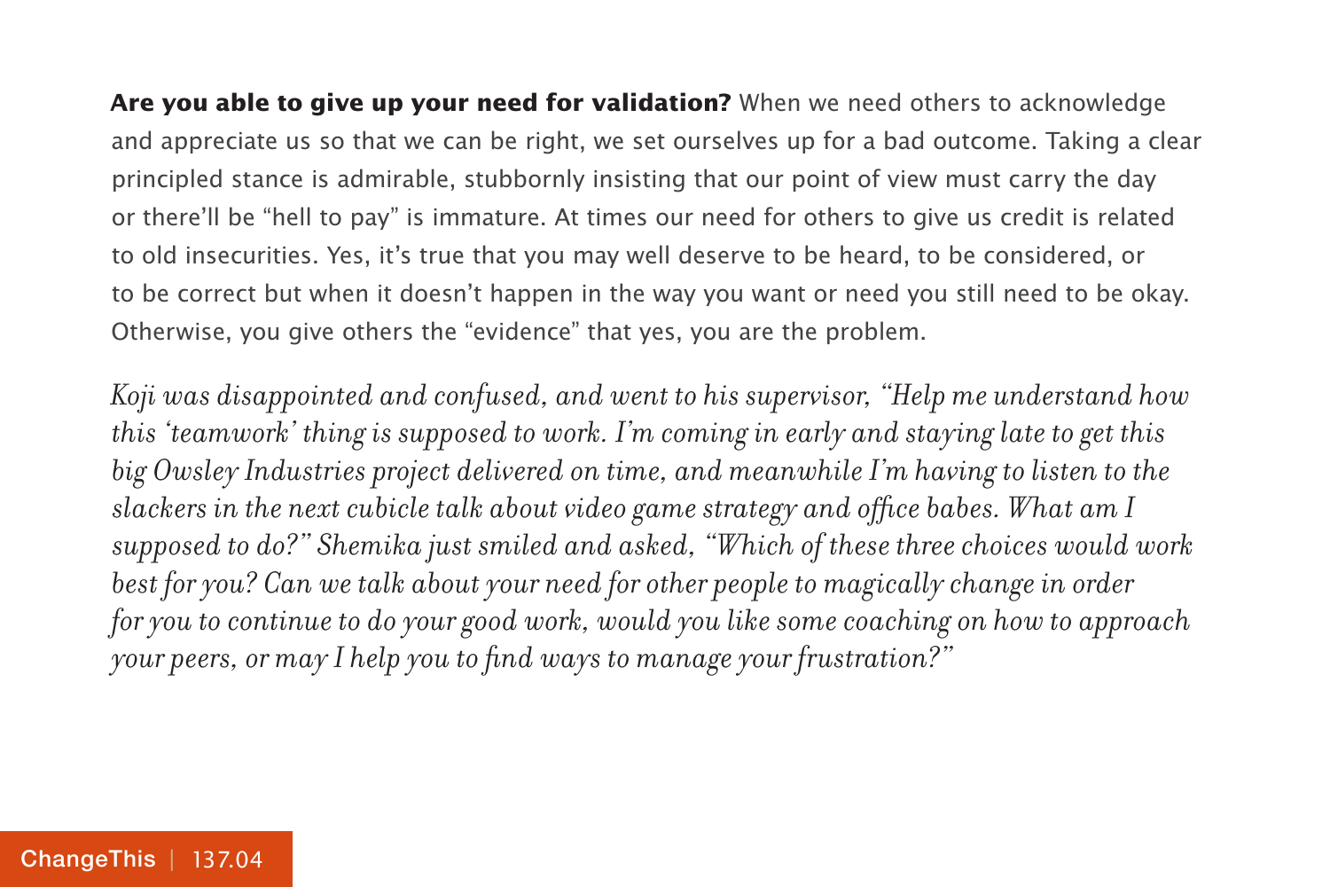**Are you able to give up your need for validation?** When we need others to acknowledge and appreciate us so that we can be right, we set ourselves up for a bad outcome. Taking a clear principled stance is admirable, stubbornly insisting that our point of view must carry the day or there'll be "hell to pay" is immature. At times our need for others to give us credit is related to old insecurities. Yes, it's true that you may well deserve to be heard, to be considered, or to be correct but when it doesn't happen in the way you want or need you still need to be okay. Otherwise, you give others the "evidence" that yes, you are the problem.

*Koji was disappointed and confused, and went to his supervisor, "Help me understand how this 'teamwork' thing is supposed to work. I'm coming in early and staying late to get this big Owsley Industries project delivered on time, and meanwhile I'm having to listen to the slackers in the next cubicle talk about video game strategy and office babes. What am I supposed to do?" Shemika just smiled and asked, "Which of these three choices would work best for you? Can we talk about your need for other people to magically change in order for you to continue to do your good work, would you like some coaching on how to approach your peers, or may I help you to find ways to manage your frustration?"*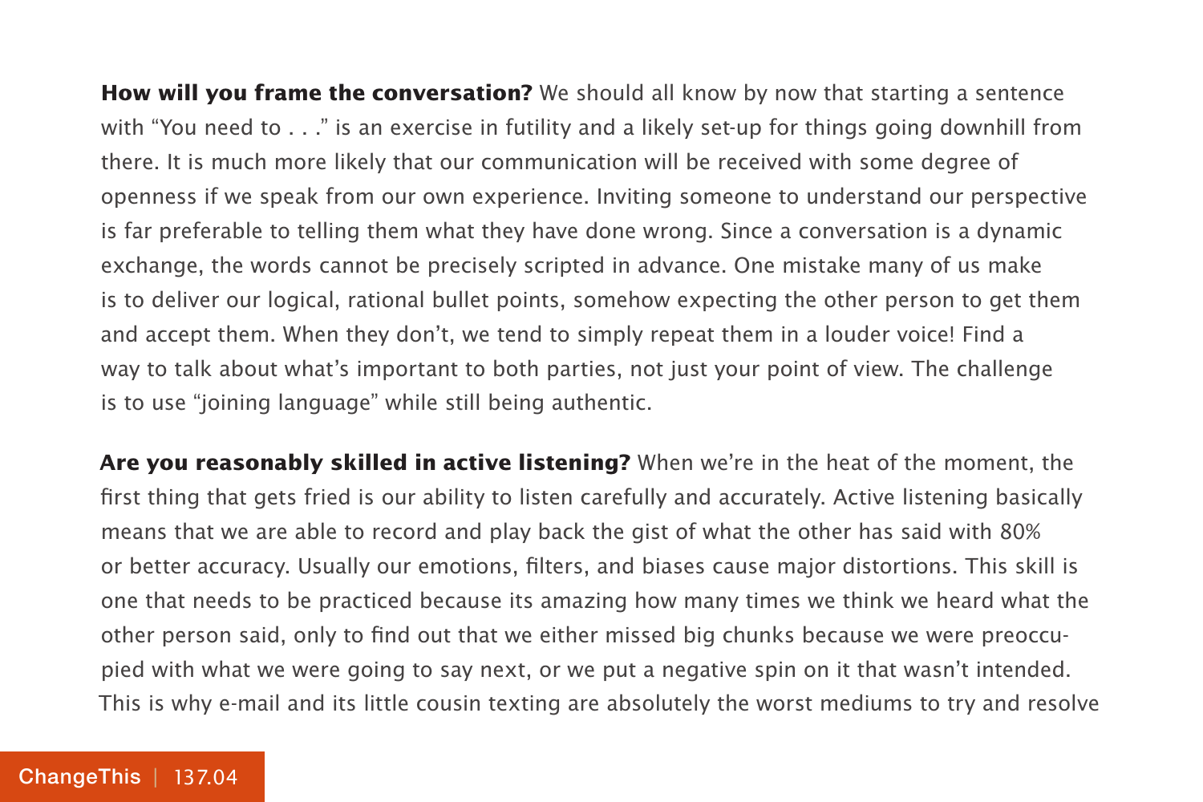**How will you frame the conversation?** We should all know by now that starting a sentence with "You need to . . ." is an exercise in futility and a likely set-up for things going downhill from there. It is much more likely that our communication will be received with some degree of openness if we speak from our own experience. Inviting someone to understand our perspective is far preferable to telling them what they have done wrong. Since a conversation is a dynamic exchange, the words cannot be precisely scripted in advance. One mistake many of us make is to deliver our logical, rational bullet points, somehow expecting the other person to get them and accept them. When they don't, we tend to simply repeat them in a louder voice! Find a way to talk about what's important to both parties, not just your point of view. The challenge is to use "joining language" while still being authentic.

**Are you reasonably skilled in active listening?** When we're in the heat of the moment, the first thing that gets fried is our ability to listen carefully and accurately. Active listening basically means that we are able to record and play back the gist of what the other has said with 80% or better accuracy. Usually our emotions, filters, and biases cause major distortions. This skill is one that needs to be practiced because its amazing how many times we think we heard what the other person said, only to find out that we either missed big chunks because we were preoccupied with what we were going to say next, or we put a negative spin on it that wasn't intended. This is why e-mail and its little cousin texting are absolutely the worst mediums to try and resolve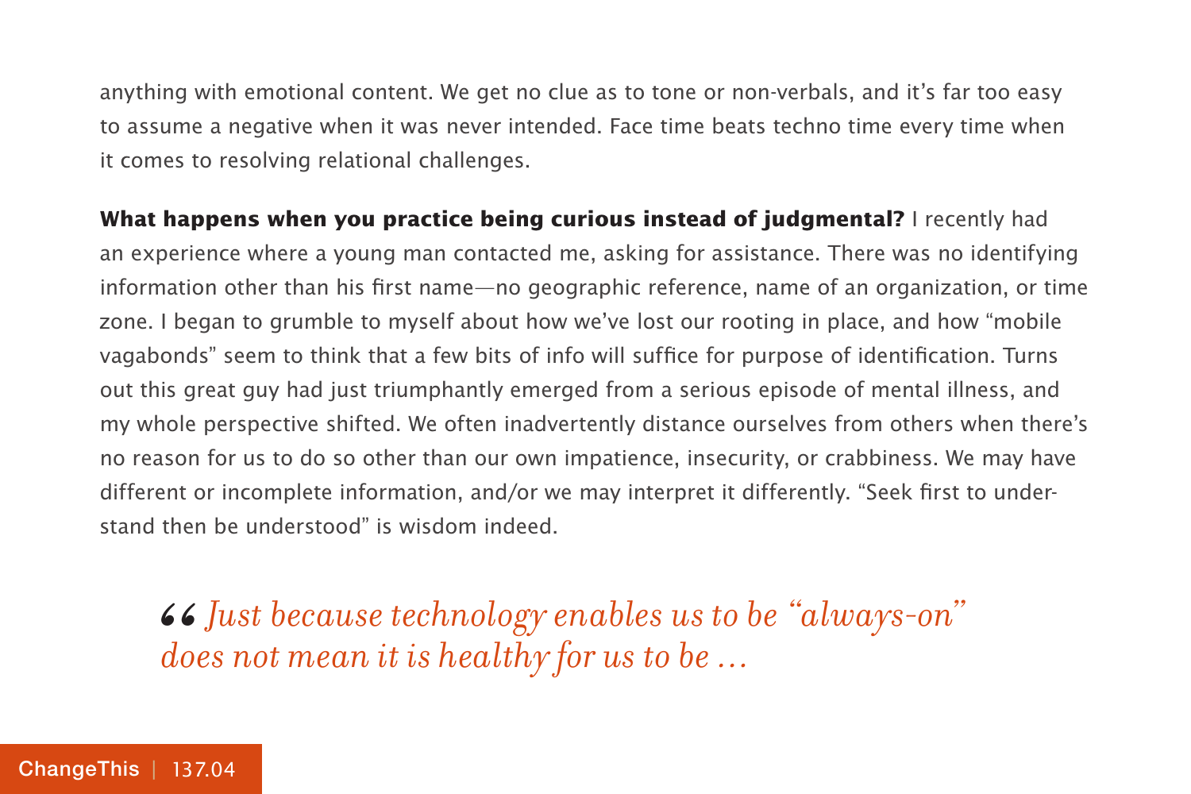anything with emotional content. We get no clue as to tone or non-verbals, and it's far too easy to assume a negative when it was never intended. Face time beats techno time every time when it comes to resolving relational challenges.

**What happens when you practice being curious instead of judgmental?** I recently had an experience where a young man contacted me, asking for assistance. There was no identifying information other than his first name—no geographic reference, name of an organization, or time zone. I began to grumble to myself about how we've lost our rooting in place, and how "mobile vagabonds" seem to think that a few bits of info will suffice for purpose of identification. Turns out this great guy had just triumphantly emerged from a serious episode of mental illness, and my whole perspective shifted. We often inadvertently distance ourselves from others when there's no reason for us to do so other than our own impatience, insecurity, or crabbiness. We may have different or incomplete information, and/or we may interpret it differently. "Seek first to understand then be understood" is wisdom indeed.

> *"Just because technology enables us to be "always-on" does not mean it is healthy for us to be ...*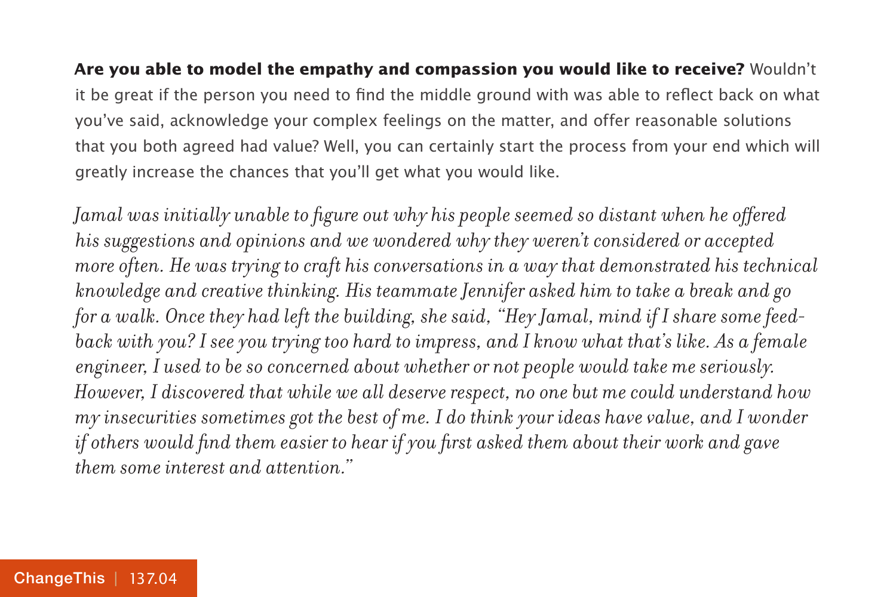**Are you able to model the empathy and compassion you would like to receive?** Wouldn't it be great if the person you need to find the middle ground with was able to reflect back on what you've said, acknowledge your complex feelings on the matter, and offer reasonable solutions that you both agreed had value? Well, you can certainly start the process from your end which will greatly increase the chances that you'll get what you would like.

*Jamal was initially unable to figure out why his people seemed so distant when he offered his suggestions and opinions and we wondered why they weren't considered or accepted more often. He was trying to craft his conversations in a way that demonstrated his technical knowledge and creative thinking. His teammate Jennifer asked him to take a break and go for a walk. Once they had left the building, she said, "Hey Jamal, mind if I share some feedback with you? I see you trying too hard to impress, and I know what that's like. As a female engineer, I used to be so concerned about whether or not people would take me seriously. However, I discovered that while we all deserve respect, no one but me could understand how my insecurities sometimes got the best of me. I do think your ideas have value, and I wonder if others would find them easier to hear if you first asked them about their work and gave them some interest and attention."*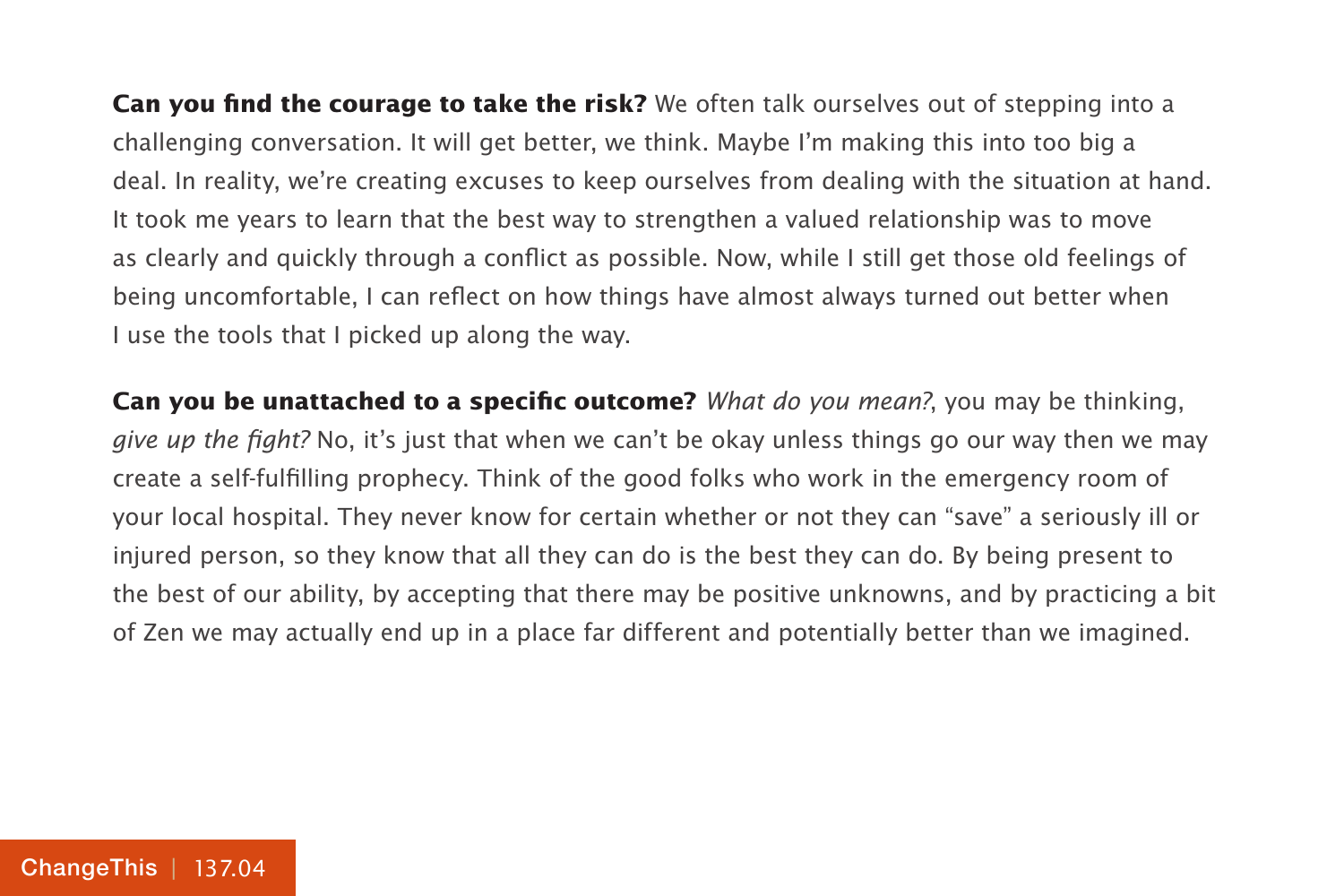**Can you find the courage to take the risk?** We often talk ourselves out of stepping into a challenging conversation. It will get better, we think. Maybe I'm making this into too big a deal. In reality, we're creating excuses to keep ourselves from dealing with the situation at hand. It took me years to learn that the best way to strengthen a valued relationship was to move as clearly and quickly through a conflict as possible. Now, while I still get those old feelings of being uncomfortable, I can reflect on how things have almost always turned out better when I use the tools that I picked up along the way.

**Can you be unattached to a specific outcome?** *What do you mean?*, you may be thinking, *give up the fight?* No, it's just that when we can't be okay unless things go our way then we may create a self-fulfilling prophecy. Think of the good folks who work in the emergency room of your local hospital. They never know for certain whether or not they can "save" a seriously ill or injured person, so they know that all they can do is the best they can do. By being present to the best of our ability, by accepting that there may be positive unknowns, and by practicing a bit of Zen we may actually end up in a place far different and potentially better than we imagined.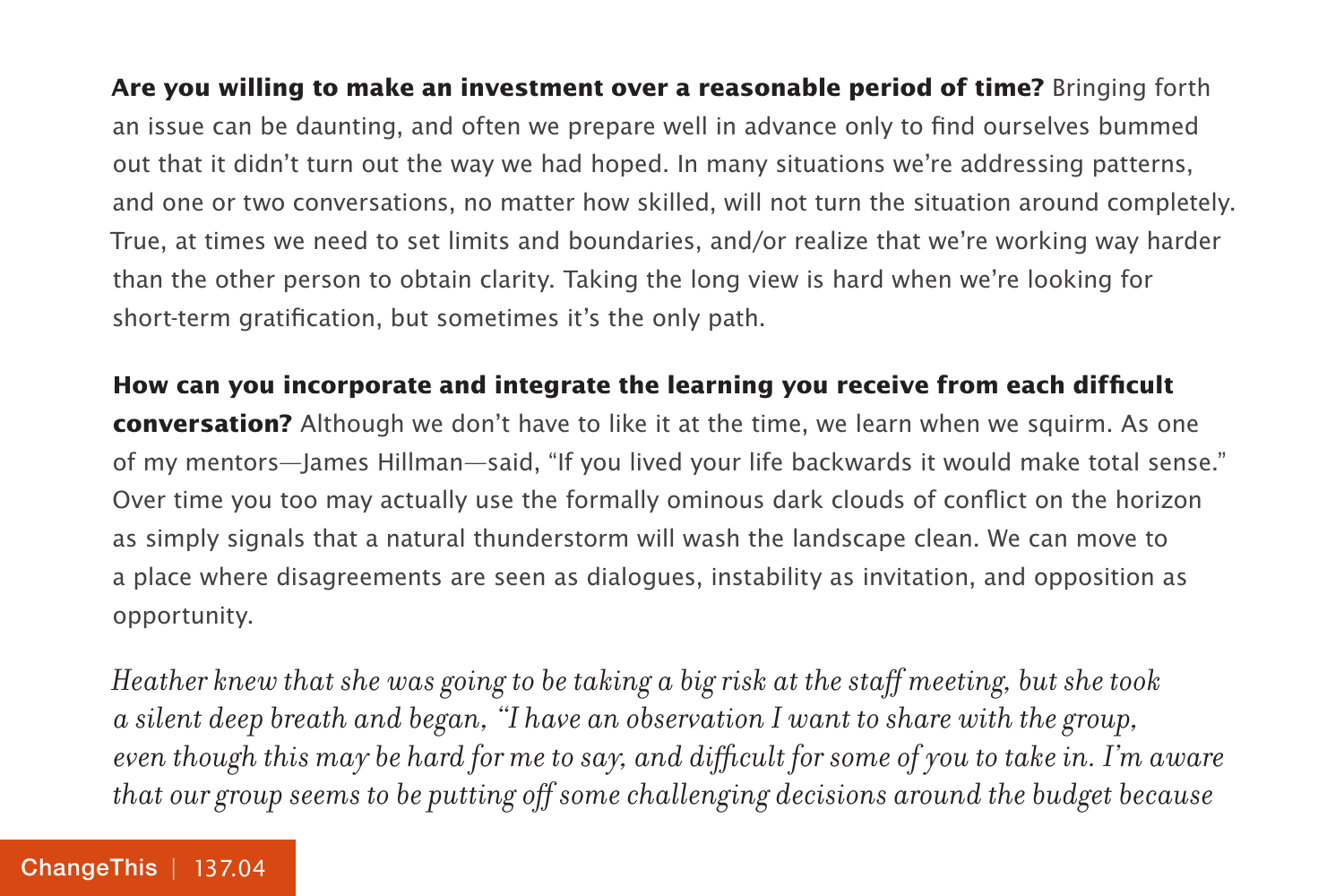**Are you willing to make an investment over a reasonable period of time?** Bringing forth an issue can be daunting, and often we prepare well in advance only to find ourselves bummed out that it didn't turn out the way we had hoped. In many situations we're addressing patterns, and one or two conversations, no matter how skilled, will not turn the situation around completely. True, at times we need to set limits and boundaries, and/or realize that we're working way harder than the other person to obtain clarity. Taking the long view is hard when we're looking for short-term gratification, but sometimes it's the only path.

**How can you incorporate and integrate the learning you receive from each difficult conversation?** Although we don't have to like it at the time, we learn when we squirm. As one of my mentors—James Hillman—said, "If you lived your life backwards it would make total sense." Over time you too may actually use the formally ominous dark clouds of conflict on the horizon as simply signals that a natural thunderstorm will wash the landscape clean. We can move to a place where disagreements are seen as dialogues, instability as invitation, and opposition as opportunity.

*Heather knew that she was going to be taking a big risk at the staff meeting, but she took a silent deep breath and began, "I have an observation I want to share with the group, even though this may be hard for me to say, and difficult for some of you to take in. I'm aware that our group seems to be putting off some challenging decisions around the budget because*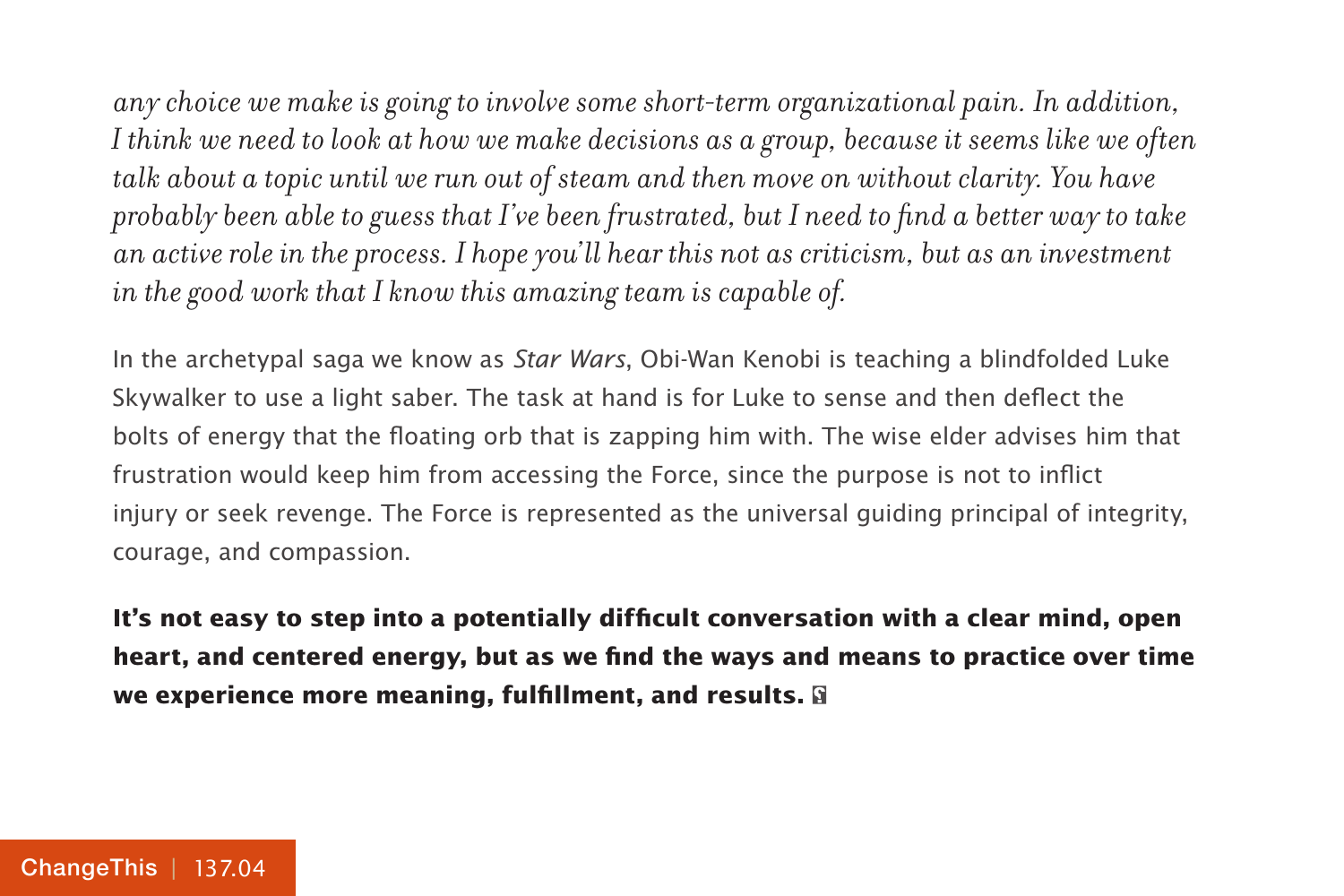*any choice we make is going to involve some short-term organizational pain. In addition, I think we need to look at how we make decisions as a group, because it seems like we often talk about a topic until we run out of steam and then move on without clarity. You have probably been able to guess that I've been frustrated, but I need to find a better way to take an active role in the process. I hope you'll hear this not as criticism, but as an investment in the good work that I know this amazing team is capable of.*

In the archetypal saga we know as *Star Wars*, Obi-Wan Kenobi is teaching a blindfolded Luke Skywalker to use a light saber. The task at hand is for Luke to sense and then deflect the bolts of energy that the floating orb that is zapping him with. The wise elder advises him that frustration would keep him from accessing the Force, since the purpose is not to inflict injury or seek revenge. The Force is represented as the universal guiding principal of integrity, courage, and compassion.

**It's not easy to step into a potentially difficult conversation with a clear mind, open heart, and centered energy, but as we find the ways and means to practice over time we experience more meaning, fulfillment, and results.**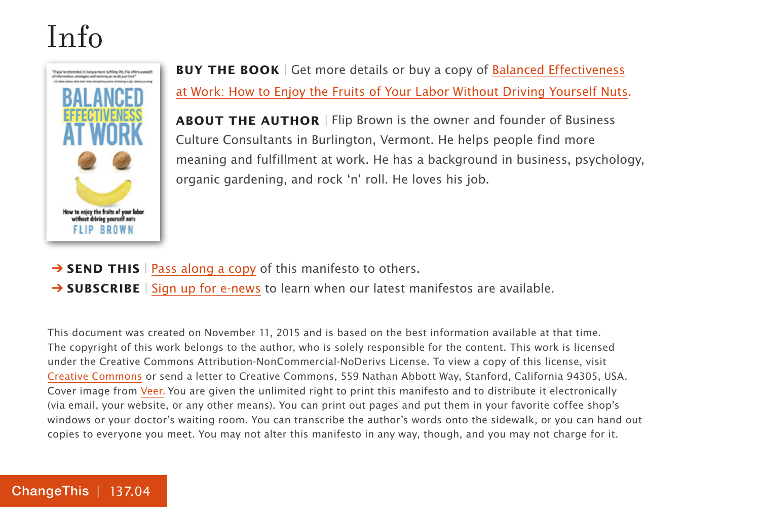# Info

**BUY THE BOOK** | Get more details or buy a copy of Balanced Effectiveness at Work: How to Enjoy the Fruits of Your Labor Without Driving Yourself Nuts.

**ABOUT THE AUTHOR** | Flip Brown is the owner and founder of Business Culture Consultants in Burlington, Vermont. He helps people find more meaning and fulfillment at work. He has a background in business, psychology, organic gardening, and rock 'n' roll. He loves his job.

→ **SEND THIS** | Pass along a copy of this manifesto to others.

→ **SUBSCRIBE** | Sign up for e-news to learn when our latest manifestos are available.

This document was created on November 11, 2015 and is based on the best information available at that time. The copyright of this work belongs to the author, who is solely responsible for the content. This work is licensed under the Creative Commons Attribution-NonCommercial-NoDerivs License. To view a copy of this license, visit Creative Commons or send a letter to Creative Commons, 559 Nathan Abbott Way, Stanford, California 94305, USA. Cover image from Veer. You are given the unlimited right to print this manifesto and to distribute it electronically (via email, your website, or any other means). You can print out pages and put them in your favorite coffee shop's windows or your doctor's waiting room. You can transcribe the author's words onto the sidewalk, or you can hand out copies to everyone you meet. You may not alter this manifesto in any way, though, and you may not charge for it.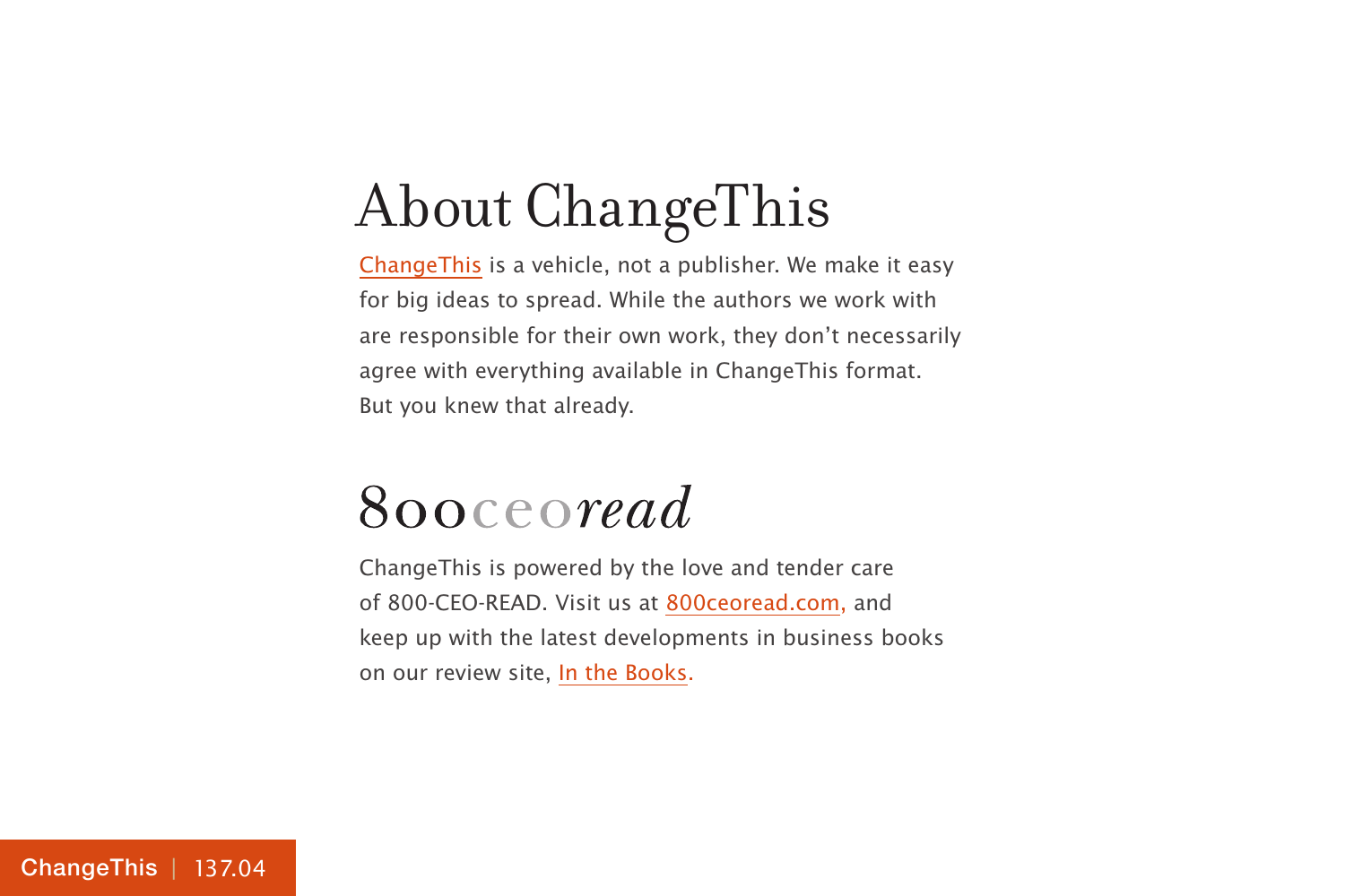# About ChangeThis

ChangeThis is a vehicle, not a publisher. We make it easy for big ideas to spread. While the authors we work with are responsible for their own work, they don't necessarily agree with everything available in ChangeThis format. But you knew that already.

# 800ceoread

ChangeThis is powered by the love and tender care of 800-CEO-READ. Visit us at 800ceoread.com, and keep up with the latest developments in business books on our review site, In the Books.